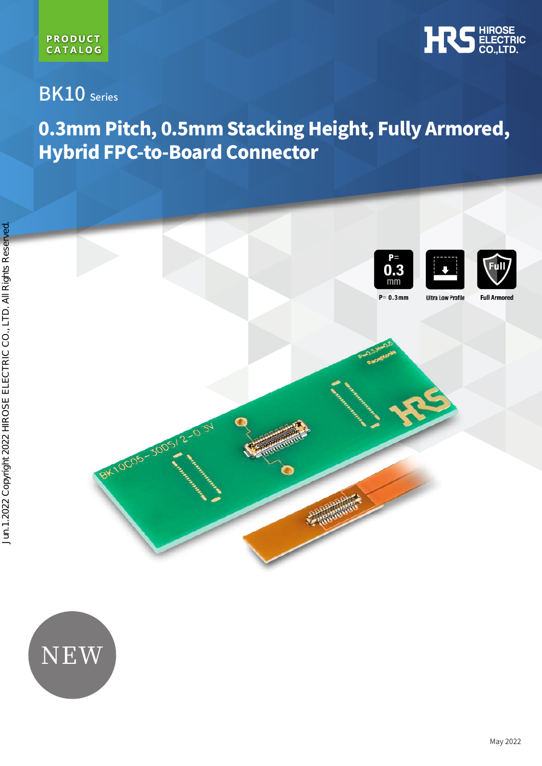PRODUCT CATALOG

HIROSE ELECTRIC CO.,LTD.

# BK10 Series

## 0.3mm Pitch, 0.5mm Stacking Height, Fully Armored, Hybrid FPC-to-Board Connector

P= 0.3mm

Ultra Low Profile

Full Armored

NEW

Jun.1.2022 Copyright 2022 HIROSE ELECTRIC CO., LTD. All Rights Reserved.

May 2022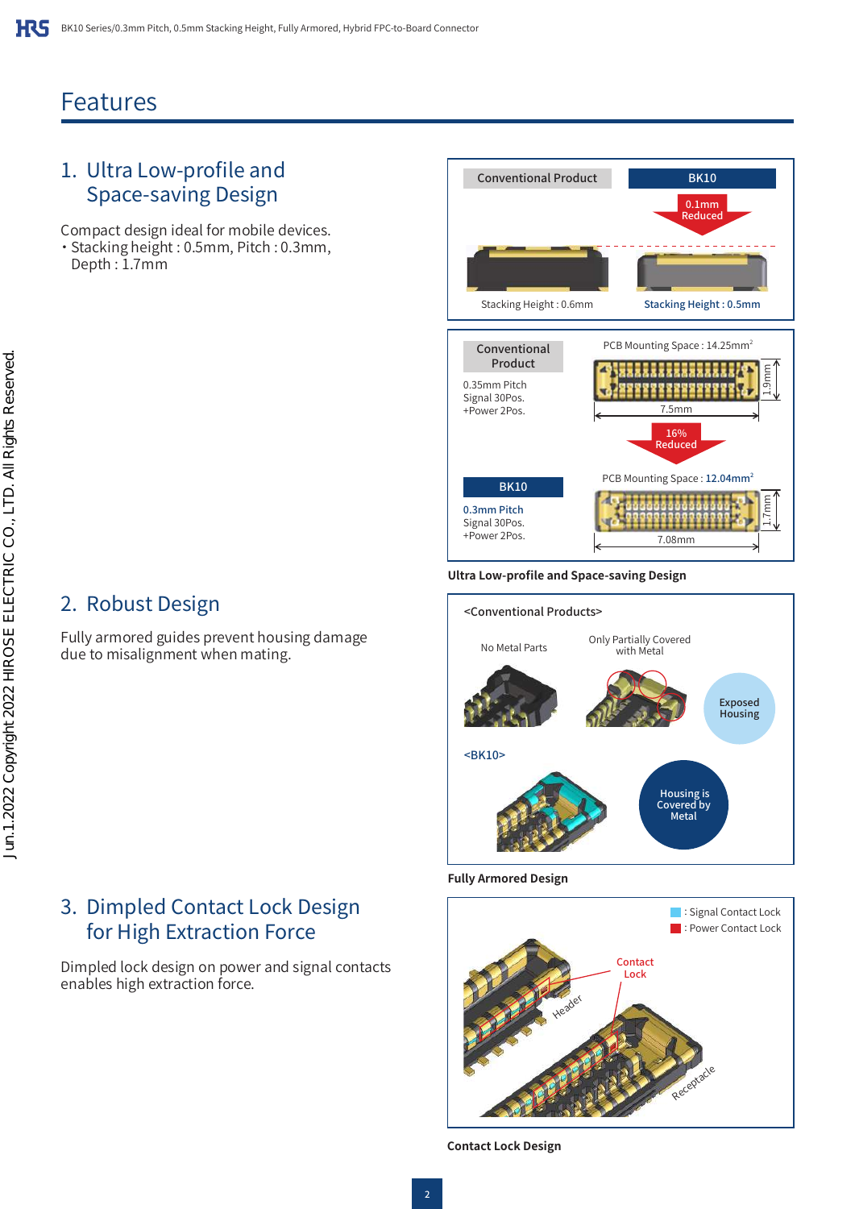# Features

## 1. Ultra Low-profile and Space-saving Design

Compact design ideal for mobile devices.

- Stacking height : 0.5mm, Pitch : 0.3mm, Depth : 1.7mm

Conventional Product | BK10

0.1mm Reduced

Stacking Height : 0.6mm | Stacking Height : 0.5mm

Conventional Product
0.35mm Pitch
Signal 30Pos.
+Power 2Pos.

PCB Mounting Space : 14.25mm$^2$

1.9mm
7.5mm

16% Reduced

BK10
0.3mm Pitch
Signal 30Pos.
+Power 2Pos.

PCB Mounting Space : 12.04mm$^2$

1.7mm
7.08mm

**Ultra Low-profile and Space-saving Design**

## 2. Robust Design

Fully armored guides prevent housing damage due to misalignment when mating.

<Conventional Products>

No Metal Parts | Only Partially Covered with Metal

Exposed Housing

<BK10>

Housing is Covered by Metal

**Fully Armored Design**

## 3. Dimpled Contact Lock Design for High Extraction Force

Dimpled lock design on power and signal contacts enables high extraction force.

: Signal Contact Lock
: Power Contact Lock

Contact Lock

Header

Receptacle

**Contact Lock Design**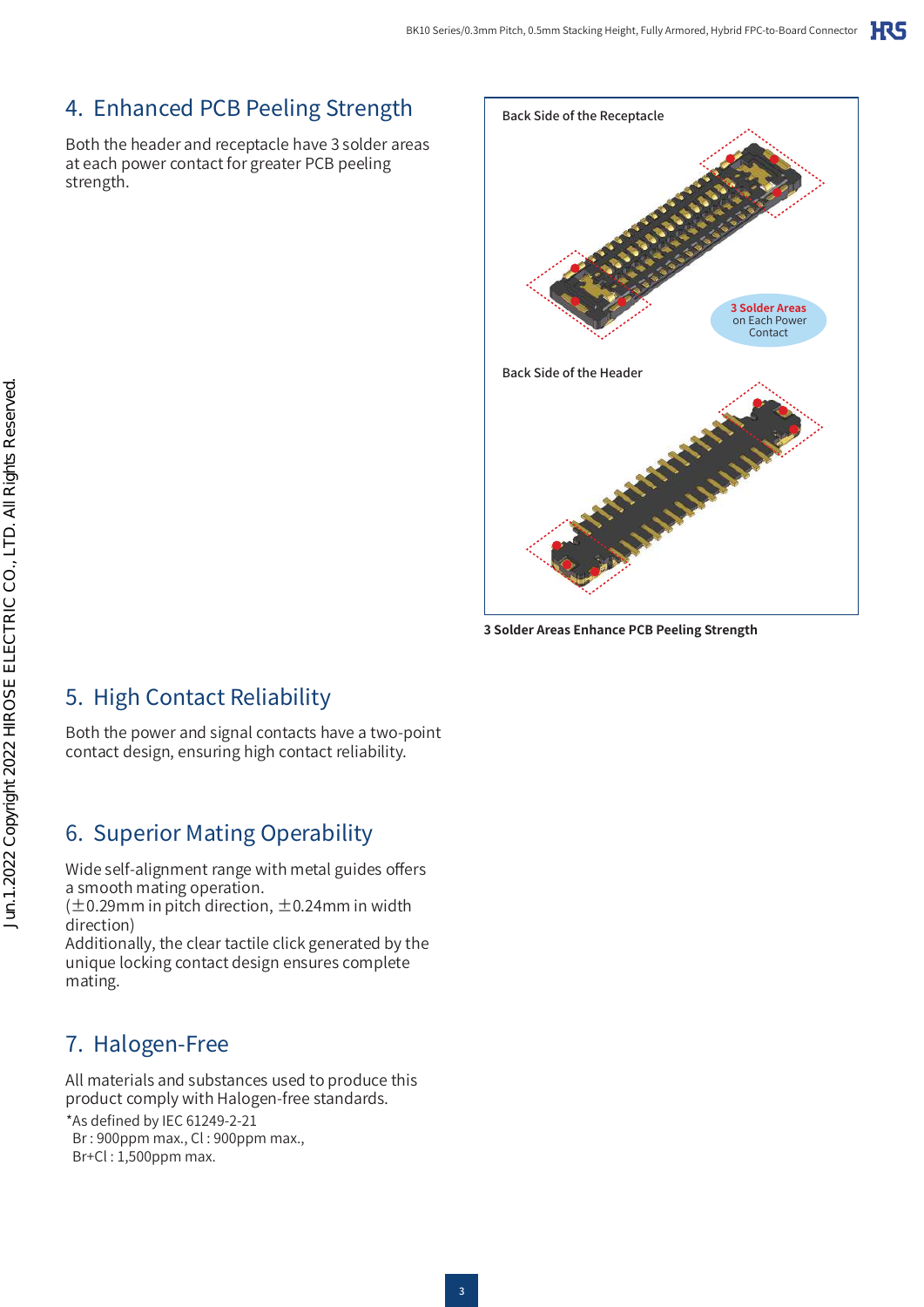## 4. Enhanced PCB Peeling Strength

Both the header and receptacle have 3 solder areas at each power contact for greater PCB peeling strength.

Back Side of the Receptacle

3 Solder Areas on Each Power Contact

Back Side of the Header

**3 Solder Areas Enhance PCB Peeling Strength**

## 5. High Contact Reliability

Both the power and signal contacts have a two-point contact design, ensuring high contact reliability.

## 6. Superior Mating Operability

Wide self-alignment range with metal guides offers a smooth mating operation.
(±0.29mm in pitch direction, ±0.24mm in width direction)
Additionally, the clear tactile click generated by the unique locking contact design ensures complete mating.

## 7. Halogen-Free

All materials and substances used to produce this product comply with Halogen-free standards.

*As defined by IEC 61249-2-21
Br : 900ppm max., Cl : 900ppm max.,
Br+Cl : 1,500ppm max.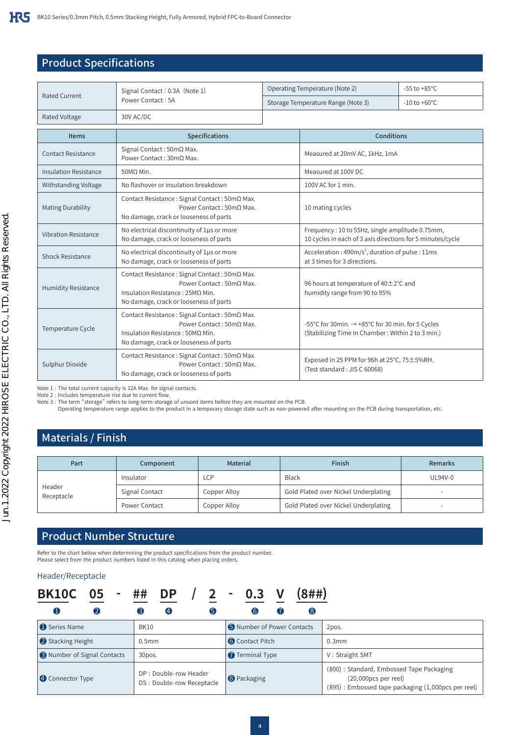## Product Specifications

| Rated Current | Signal Contact：0.3A (Note 1)<br>Power Contact：5A | Operating Temperature (Note 2) | -55 to +85°C |
|---|---|---|---|
| | | Storage Temperature Range (Note 3) | -10 to +60°C |
| Rated Voltage | 30V AC/DC | | |

| Items | Specifications | Conditions |
|---|---|---|
| Contact Resistance | Signal Contact : 50mΩ Max.<br>Power Contact : 30mΩ Max. | Measured at 20mV AC, 1kHz, 1mA |
| Insulation Resistance | 50MΩ Min. | Measured at 100V DC |
| Withstanding Voltage | No flashover or insulation breakdown | 100V AC for 1 min. |
| Mating Durability | Contact Resistance : Signal Contact : 50mΩ Max.<br>Power Contact : 50mΩ Max.<br>No damage, crack or looseness of parts | 10 mating cycles |
| Vibration Resistance | No electrical discontinuity of 1μs or more<br>No damage, crack or looseness of parts | Frequency : 10 to 55Hz, single amplitude 0.75mm,<br>10 cycles in each of 3 axis directions for 5 minutes/cycle |
| Shock Resistance | No electrical discontinuity of 1μs or more<br>No damage, crack or looseness of parts | Acceleration : 490m/s$^2$, duration of pulse : 11ms<br>at 3 times for 3 directions. |
| Humidity Resistance | Contact Resistance : Signal Contact : 50mΩ Max.<br>Power Contact : 50mΩ Max.<br>Insulation Resistance : 25MΩ Min.<br>No damage, crack or looseness of parts | 96 hours at temperature of 40±2°C and<br>humidity range from 90 to 95% |
| Temperature Cycle | Contact Resistance : Signal Contact : 50mΩ Max.<br>Power Contact : 50mΩ Max.<br>Insulation Resistance : 50MΩ Min.<br>No damage, crack or looseness of parts | -55°C for 30min. → +85°C for 30 min. for 5 Cycles<br>(Stabilizing Time In Chamber : Within 2 to 3 min.) |
| Sulphur Dioxide | Contact Resistance : Signal Contact : 50mΩ Max.<br>Power Contact : 50mΩ Max.<br>No damage, crack or looseness of parts | Exposed in 25 PPM for 96h at 25°C, 75±5%RH.<br>(Test standard : JIS C 60068) |

Note 1 : The total current capacity is 12A Max. for signal contacts.
Note 2 : Includes temperature rise due to current flow.
Note 3 : The term "storage" refers to long-term-storage of unused items before they are mounted on the PCB.
Operating temperature range applies to the product in a temporary storage state such as non-powered after mounting on the PCB during transportation, etc.

## Materials / Finish

| Part | Component | Material | Finish | Remarks |
|---|---|---|---|---|
| Header<br>Receptacle | Insulator | LCP | Black | UL94V-0 |
| | Signal Contact | Copper Alloy | Gold Plated over Nickel Underplating | - |
| | Power Contact | Copper Alloy | Gold Plated over Nickel Underplating | - |

## Product Number Structure

Refer to the chart below when determining the product specifications from the product number.
Please select from the product numbers listed in this catalog when placing orders.

### Header/Receptacle

**BK10C 05 - ## DP / 2 - 0.3 V (8##)**
❶ ❷ ❸ ❹ ❺ ❻ ❼ ❽

| ❶ Series Name | BK10 | ❺ Number of Power Contacts | 2pos. |
|---|---|---|---|
| ❷ Stacking Height | 0.5mm | ❻ Contact Pitch | 0.3mm |
| ❸ Number of Signal Contacts | 30pos. | ❼ Terminal Type | V : Straight SMT |
| ❹ Connector Type | DP : Double-row Header<br>DS : Double-row Receptacle | ❽ Packaging | (800) : Standard, Embossed Tape Packaging (20,000pcs per reel)<br>(895) : Embossed tape packaging (1,000pcs per reel) |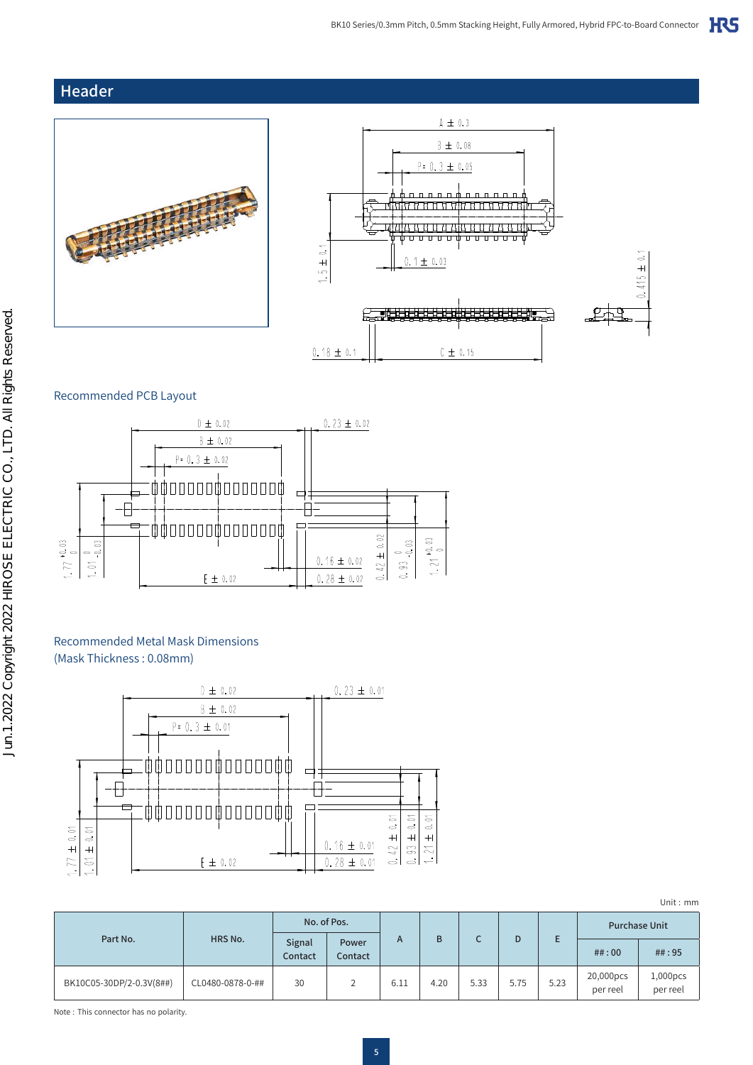## Header

Recommended PCB Layout

Recommended Metal Mask Dimensions
(Mask Thickness : 0.08mm)

Unit : mm

| Part No. | HRS No. | No. of Pos. | | A | B | C | D | E | Purchase Unit | |
|---|---|---|---|---|---|---|---|---|---|---|
| | | Signal Contact | Power Contact | | | | | | ## : 00 | ## : 95 |
| BK10C05-30DP/2-0.3V(8##) | CL0480-0878-0-## | 30 | 2 | 6.11 | 4.20 | 5.33 | 5.75 | 5.23 | 20,000pcs per reel | 1,000pcs per reel |

Note : This connector has no polarity.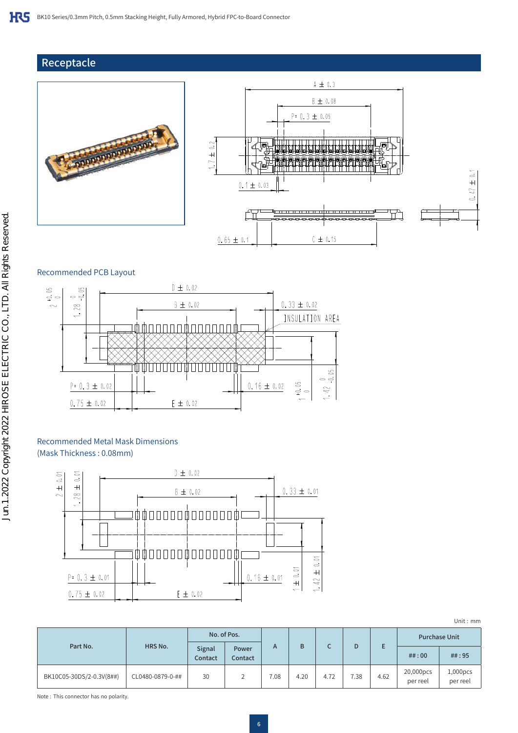## Receptacle

### Recommended PCB Layout

### Recommended Metal Mask Dimensions
(Mask Thickness : 0.08mm)

Unit : mm

| Part No. | HRS No. | No. of Pos. | | A | B | C | D | E | Purchase Unit | |
|---|---|---|---|---|---|---|---|---|---|---|
| | | Signal Contact | Power Contact | | | | | | ##：00 | ##：95 |
| BK10C05-30DS/2-0.3V(8##) | CL0480-0879-0-## | 30 | 2 | 7.08 | 4.20 | 4.72 | 7.38 | 4.62 | 20,000pcs per reel | 1,000pcs per reel |

Note : This connector has no polarity.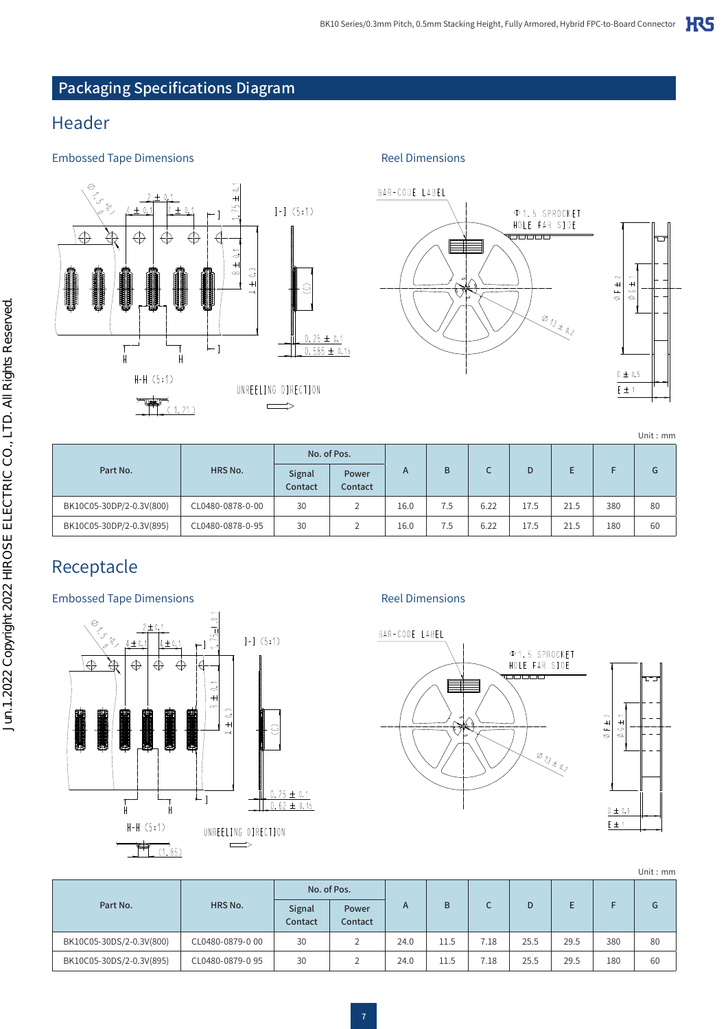## Packaging Specifications Diagram

### Header

#### Embossed Tape Dimensions

#### Reel Dimensions

Unit : mm

| Part No. | HRS No. | No. of Pos. | | A | B | C | D | E | F | G |
|---|---|---|---|---|---|---|---|---|---|---|
| | | Signal Contact | Power Contact | | | | | | | |
| BK10C05-30DP/2-0.3V(800) | CL0480-0878-0-00 | 30 | 2 | 16.0 | 7.5 | 6.22 | 17.5 | 21.5 | 380 | 80 |
| BK10C05-30DP/2-0.3V(895) | CL0480-0878-0-95 | 30 | 2 | 16.0 | 7.5 | 6.22 | 17.5 | 21.5 | 180 | 60 |

### Receptacle

#### Embossed Tape Dimensions

#### Reel Dimensions

Unit : mm

| Part No. | HRS No. | No. of Pos. | | A | B | C | D | E | F | G |
|---|---|---|---|---|---|---|---|---|---|---|
| | | Signal Contact | Power Contact | | | | | | | |
| BK10C05-30DS/2-0.3V(800) | CL0480-0879-0 00 | 30 | 2 | 24.0 | 11.5 | 7.18 | 25.5 | 29.5 | 380 | 80 |
| BK10C05-30DS/2-0.3V(895) | CL0480-0879-0 95 | 30 | 2 | 24.0 | 11.5 | 7.18 | 25.5 | 29.5 | 180 | 60 |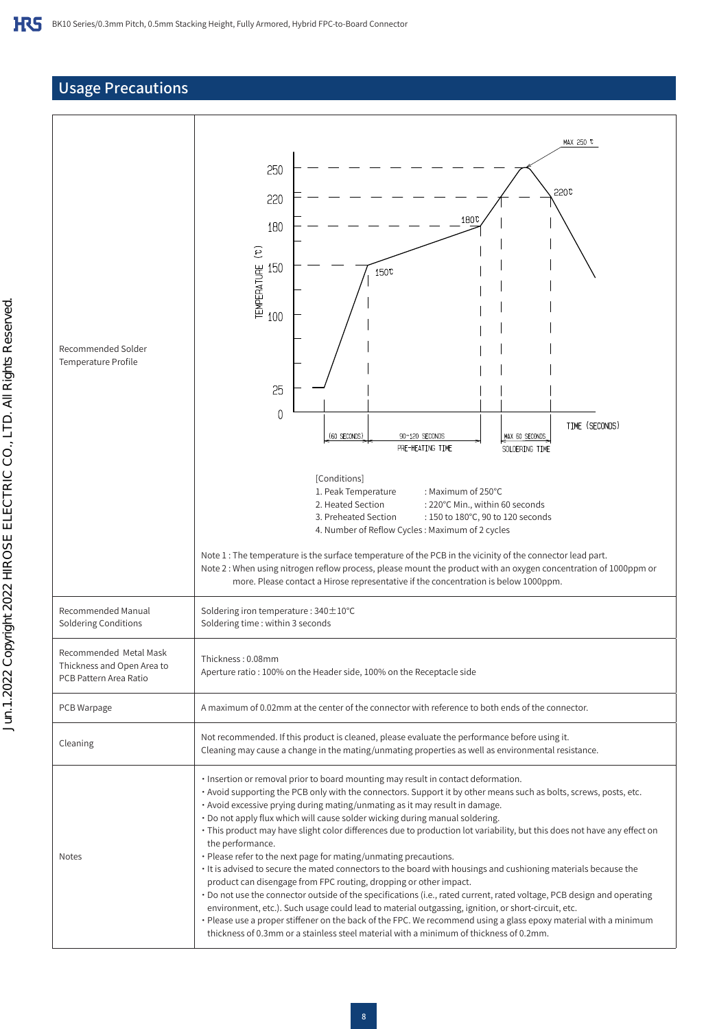## Usage Precautions

| | |
|---|---|
| Recommended Solder Temperature Profile | [Conditions]<br>1. Peak Temperature : Maximum of 250°C<br>2. Heated Section : 220°C Min., within 60 seconds<br>3. Preheated Section : 150 to 180°C, 90 to 120 seconds<br>4. Number of Reflow Cycles : Maximum of 2 cycles<br><br>Note 1 : The temperature is the surface temperature of the PCB in the vicinity of the connector lead part.<br>Note 2 : When using nitrogen reflow process, please mount the product with an oxygen concentration of 1000ppm or more. Please contact a Hirose representative if the concentration is below 1000ppm. |
| Recommended Manual Soldering Conditions | Soldering iron temperature : 340±10°C<br>Soldering time : within 3 seconds |
| Recommended Metal Mask Thickness and Open Area to PCB Pattern Area Ratio | Thickness : 0.08mm<br>Aperture ratio : 100% on the Header side, 100% on the Receptacle side |
| PCB Warpage | A maximum of 0.02mm at the center of the connector with reference to both ends of the connector. |
| Cleaning | Not recommended. If this product is cleaned, please evaluate the performance before using it.<br>Cleaning may cause a change in the mating/unmating properties as well as environmental resistance. |
| Notes | • Insertion or removal prior to board mounting may result in contact deformation.<br>• Avoid supporting the PCB only with the connectors. Support it by other means such as bolts, screws, posts, etc.<br>• Avoid excessive prying during mating/unmating as it may result in damage.<br>• Do not apply flux which will cause solder wicking during manual soldering.<br>• This product may have slight color differences due to production lot variability, but this does not have any effect on the performance.<br>• Please refer to the next page for mating/unmating precautions.<br>• It is advised to secure the mated connectors to the board with housings and cushioning materials because the product can disengage from FPC routing, dropping or other impact.<br>• Do not use the connector outside of the specifications (i.e., rated current, rated voltage, PCB design and operating environment, etc.). Such usage could lead to material outgassing, ignition, or short-circuit, etc.<br>• Please use a proper stiffener on the back of the FPC. We recommend using a glass epoxy material with a minimum thickness of 0.3mm or a stainless steel material with a minimum of thickness of 0.2mm. |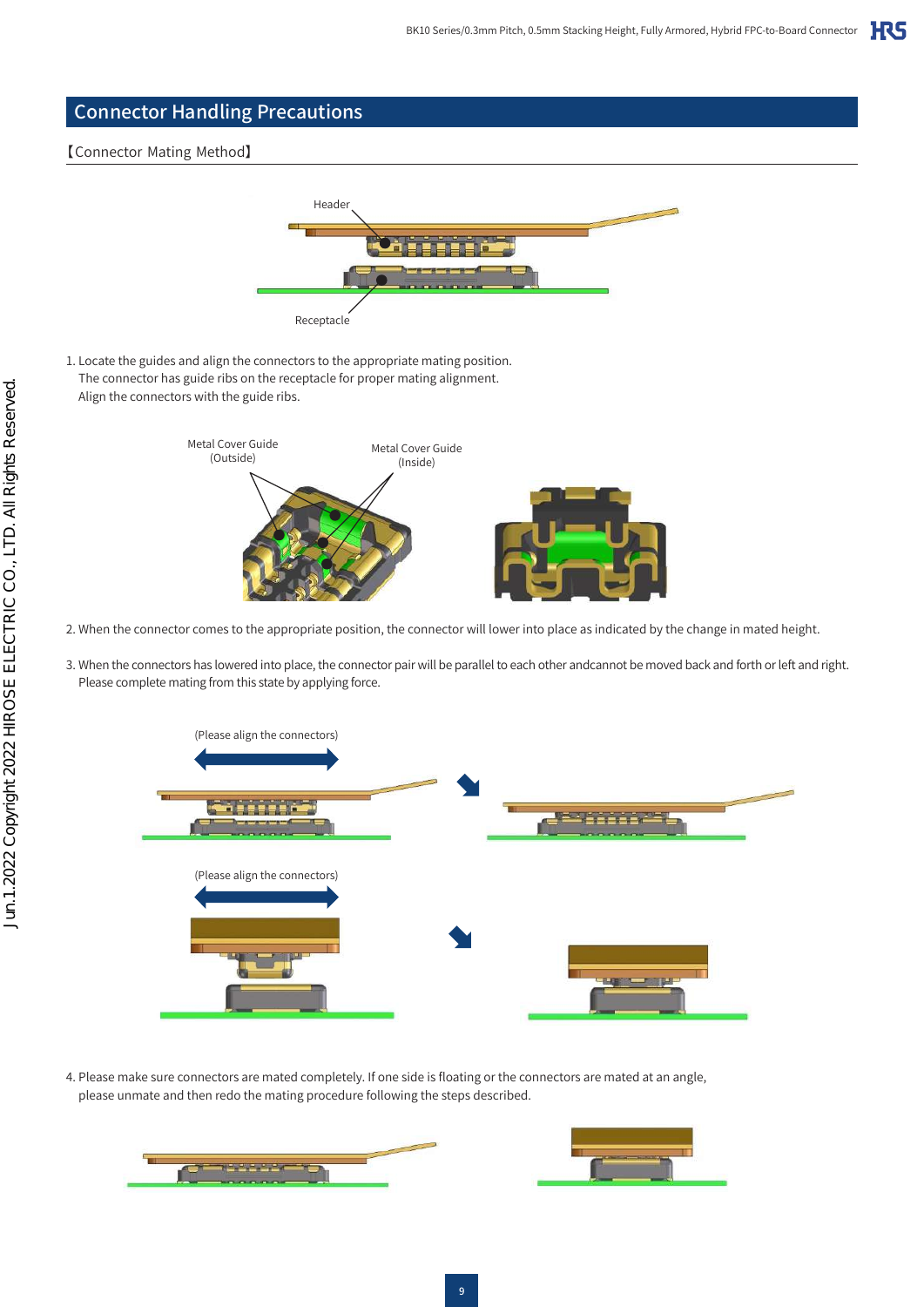## Connector Handling Precautions

【Connector Mating Method】

Header

Receptacle

1. Locate the guides and align the connectors to the appropriate mating position.
   The connector has guide ribs on the receptacle for proper mating alignment.
   Align the connectors with the guide ribs.

Metal Cover Guide (Outside)

Metal Cover Guide (Inside)

2. When the connector comes to the appropriate position, the connector will lower into place as indicated by the change in mated height.

3. When the connectors has lowered into place, the connector pair will be parallel to each other andcannot be moved back and forth or left and right.
   Please complete mating from this state by applying force.

(Please align the connectors)

(Please align the connectors)

4. Please make sure connectors are mated completely. If one side is floating or the connectors are mated at an angle,
   please unmate and then redo the mating procedure following the steps described.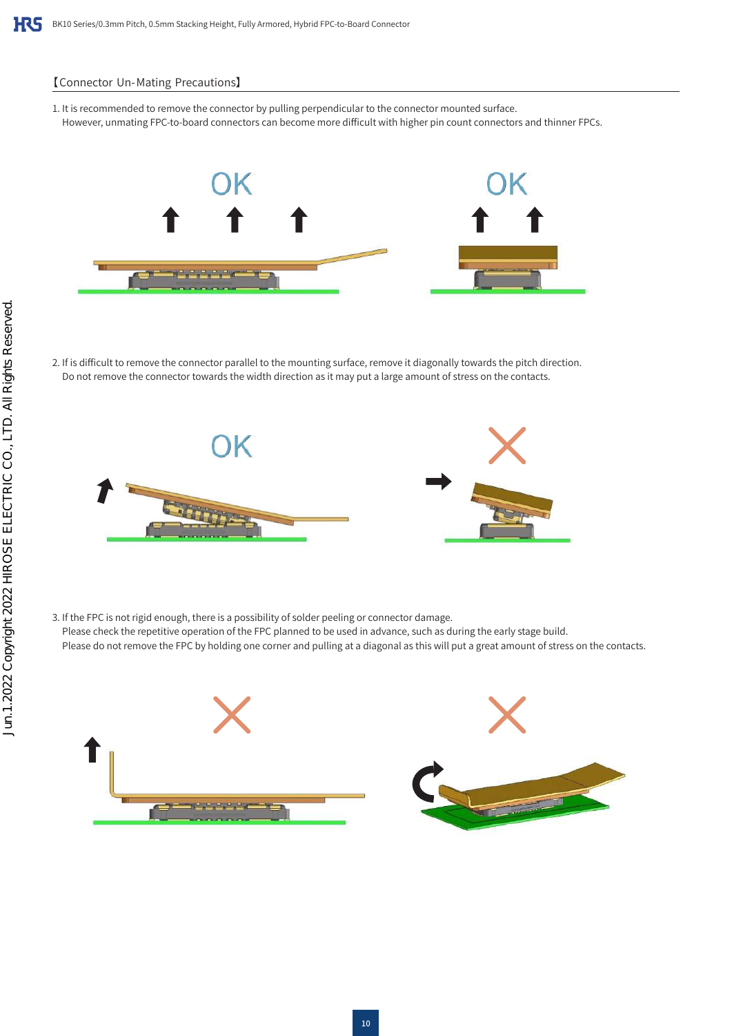【Connector Un-Mating Precautions】

1. It is recommended to remove the connector by pulling perpendicular to the connector mounted surface.
   However, unmating FPC-to-board connectors can become more difficult with higher pin count connectors and thinner FPCs.

OK　　OK

2. If is difficult to remove the connector parallel to the mounting surface, remove it diagonally towards the pitch direction.
   Do not remove the connector towards the width direction as it may put a large amount of stress on the contacts.

OK　　✕

3. If the FPC is not rigid enough, there is a possibility of solder peeling or connector damage.
   Please check the repetitive operation of the FPC planned to be used in advance, such as during the early stage build.
   Please do not remove the FPC by holding one corner and pulling at a diagonal as this will put a great amount of stress on the contacts.

✕　　✕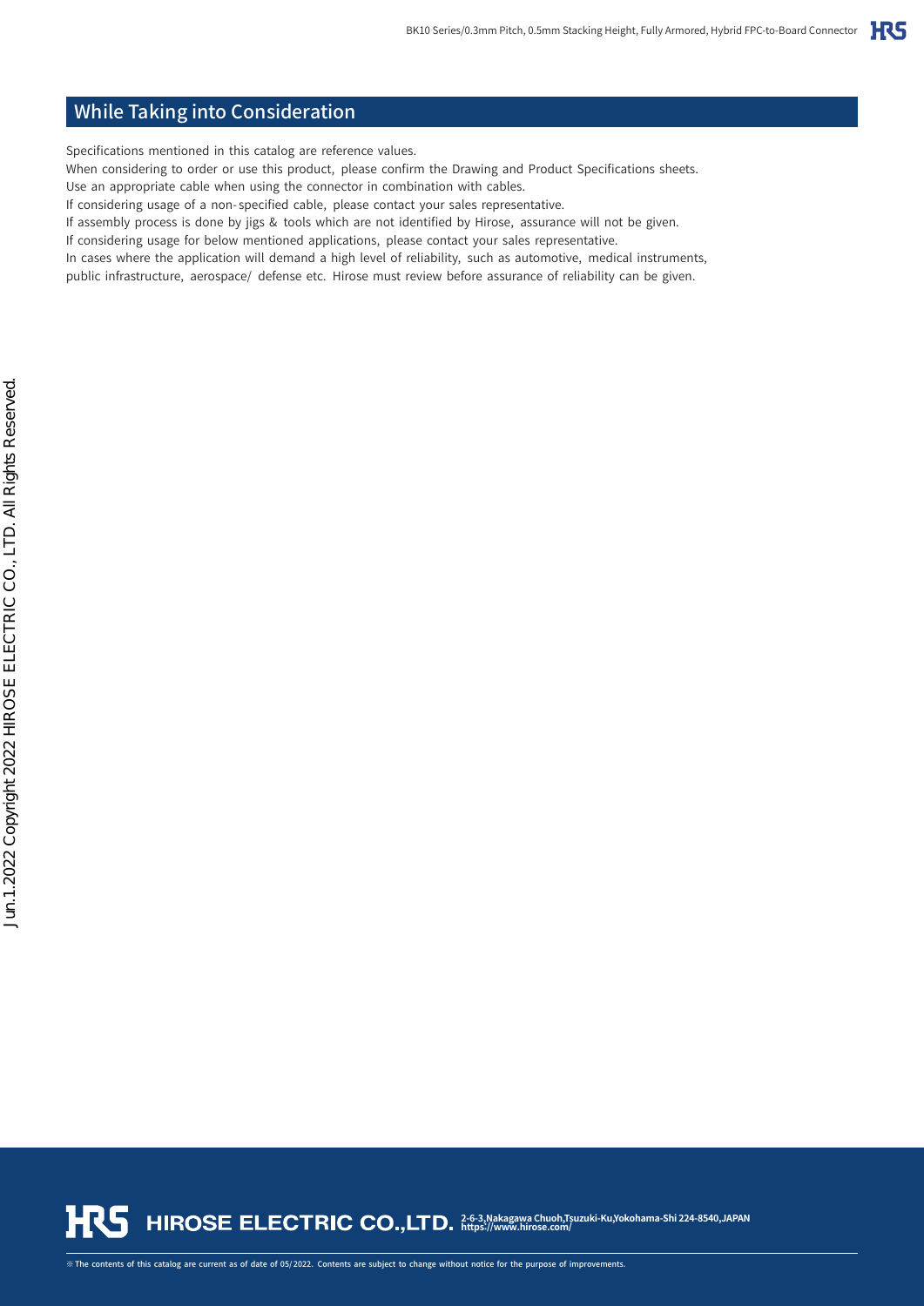## While Taking into Consideration

Specifications mentioned in this catalog are reference values.
When considering to order or use this product, please confirm the Drawing and Product Specifications sheets.
Use an appropriate cable when using the connector in combination with cables.
If considering usage of a non-specified cable, please contact your sales representative.
If assembly process is done by jigs & tools which are not identified by Hirose, assurance will not be given.
If considering usage for below mentioned applications, please contact your sales representative.
In cases where the application will demand a high level of reliability, such as automotive, medical instruments, public infrastructure, aerospace/ defense etc. Hirose must review before assurance of reliability can be given.

Jun.1.2022 Copyright 2022 HIROSE ELECTRIC CO., LTD. All Rights Reserved.

**HIROSE ELECTRIC CO.,LTD.** 2-6-3,Nakagawa Chuoh,Tsuzuki-Ku,Yokohama-Shi 224-8540,JAPAN
https://www.hirose.com/

※The contents of this catalog are current as of date of 05/2022. Contents are subject to change without notice for the purpose of improvements.